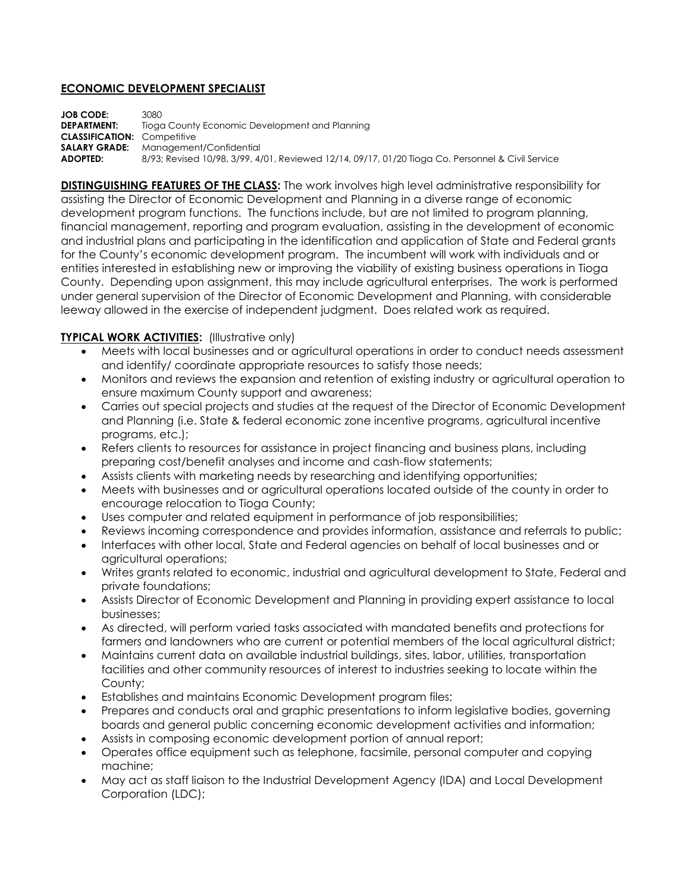# ECONOMIC DEVELOPMENT SPECIALIST

**JOB CODE:** 3080
**DEPARTMENT:** Tioga County Economic Development and Planning
**CLASSIFICATION:** Competitive
**SALARY GRADE:** Management/Confidential
**ADOPTED:** 8/93; Revised 10/98, 3/99, 4/01, Reviewed 12/14, 09/17, 01/20 Tioga Co. Personnel & Civil Service

**DISTINGUISHING FEATURES OF THE CLASS:** The work involves high level administrative responsibility for assisting the Director of Economic Development and Planning in a diverse range of economic development program functions. The functions include, but are not limited to program planning, financial management, reporting and program evaluation, assisting in the development of economic and industrial plans and participating in the identification and application of State and Federal grants for the County's economic development program. The incumbent will work with individuals and or entities interested in establishing new or improving the viability of existing business operations in Tioga County. Depending upon assignment, this may include agricultural enterprises. The work is performed under general supervision of the Director of Economic Development and Planning, with considerable leeway allowed in the exercise of independent judgment. Does related work as required.

**TYPICAL WORK ACTIVITIES:** (Illustrative only)

- Meets with local businesses and or agricultural operations in order to conduct needs assessment and identify/ coordinate appropriate resources to satisfy those needs;
- Monitors and reviews the expansion and retention of existing industry or agricultural operation to ensure maximum County support and awareness;
- Carries out special projects and studies at the request of the Director of Economic Development and Planning (i.e. State & federal economic zone incentive programs, agricultural incentive programs, etc.);
- Refers clients to resources for assistance in project financing and business plans, including preparing cost/benefit analyses and income and cash-flow statements;
- Assists clients with marketing needs by researching and identifying opportunities;
- Meets with businesses and or agricultural operations located outside of the county in order to encourage relocation to Tioga County;
- Uses computer and related equipment in performance of job responsibilities;
- Reviews incoming correspondence and provides information, assistance and referrals to public;
- Interfaces with other local, State and Federal agencies on behalf of local businesses and or agricultural operations;
- Writes grants related to economic, industrial and agricultural development to State, Federal and private foundations;
- Assists Director of Economic Development and Planning in providing expert assistance to local businesses;
- As directed, will perform varied tasks associated with mandated benefits and protections for farmers and landowners who are current or potential members of the local agricultural district;
- Maintains current data on available industrial buildings, sites, labor, utilities, transportation facilities and other community resources of interest to industries seeking to locate within the County;
- Establishes and maintains Economic Development program files;
- Prepares and conducts oral and graphic presentations to inform legislative bodies, governing boards and general public concerning economic development activities and information;
- Assists in composing economic development portion of annual report;
- Operates office equipment such as telephone, facsimile, personal computer and copying machine;
- May act as staff liaison to the Industrial Development Agency (IDA) and Local Development Corporation (LDC);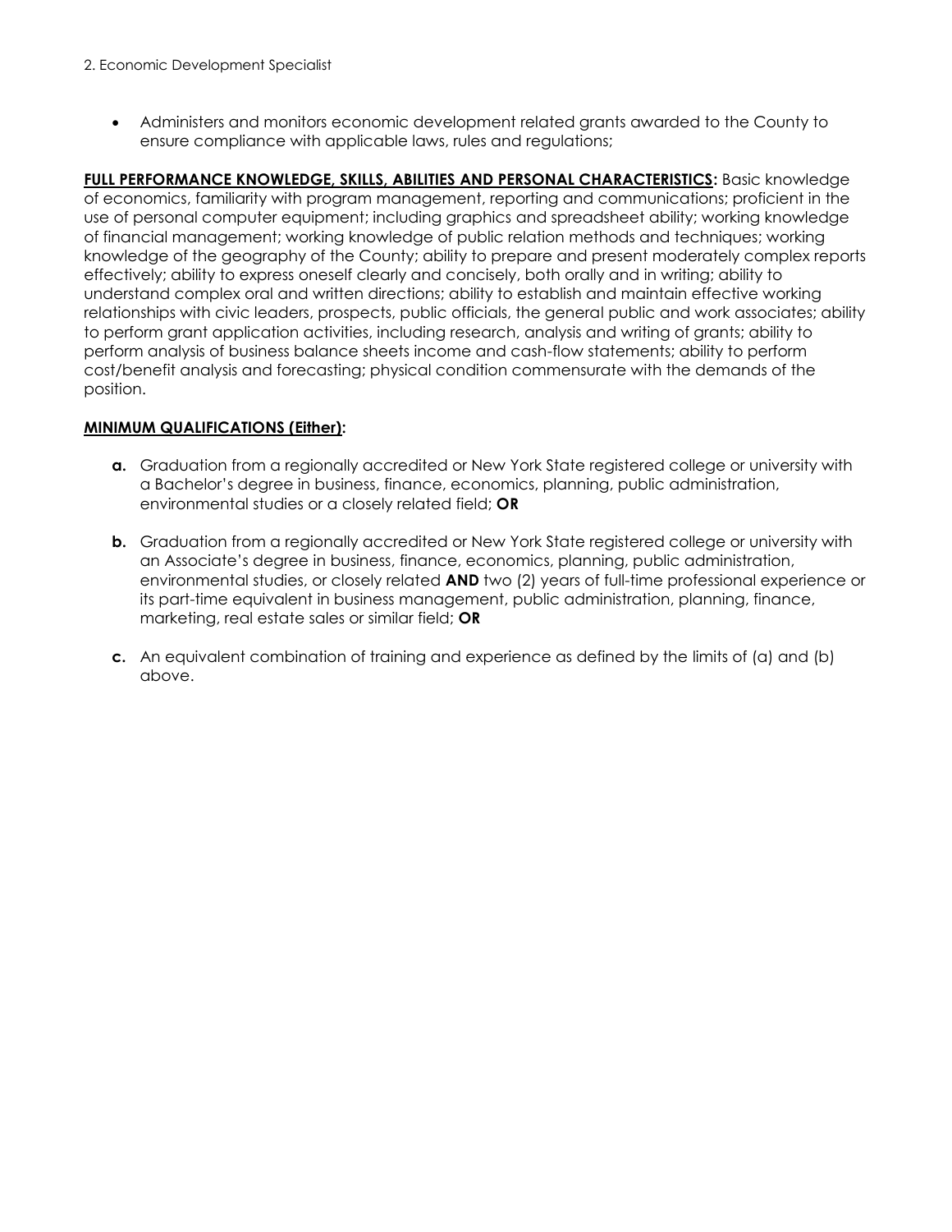- Administers and monitors economic development related grants awarded to the County to ensure compliance with applicable laws, rules and regulations;

**FULL PERFORMANCE KNOWLEDGE, SKILLS, ABILITIES AND PERSONAL CHARACTERISTICS:** Basic knowledge of economics, familiarity with program management, reporting and communications; proficient in the use of personal computer equipment; including graphics and spreadsheet ability; working knowledge of financial management; working knowledge of public relation methods and techniques; working knowledge of the geography of the County; ability to prepare and present moderately complex reports effectively; ability to express oneself clearly and concisely, both orally and in writing; ability to understand complex oral and written directions; ability to establish and maintain effective working relationships with civic leaders, prospects, public officials, the general public and work associates; ability to perform grant application activities, including research, analysis and writing of grants; ability to perform analysis of business balance sheets income and cash-flow statements; ability to perform cost/benefit analysis and forecasting; physical condition commensurate with the demands of the position.

**MINIMUM QUALIFICATIONS (Either):**

**a.** Graduation from a regionally accredited or New York State registered college or university with a Bachelor's degree in business, finance, economics, planning, public administration, environmental studies or a closely related field; **OR**

**b.** Graduation from a regionally accredited or New York State registered college or university with an Associate's degree in business, finance, economics, planning, public administration, environmental studies, or closely related **AND** two (2) years of full-time professional experience or its part-time equivalent in business management, public administration, planning, finance, marketing, real estate sales or similar field; **OR**

**c.** An equivalent combination of training and experience as defined by the limits of (a) and (b) above.